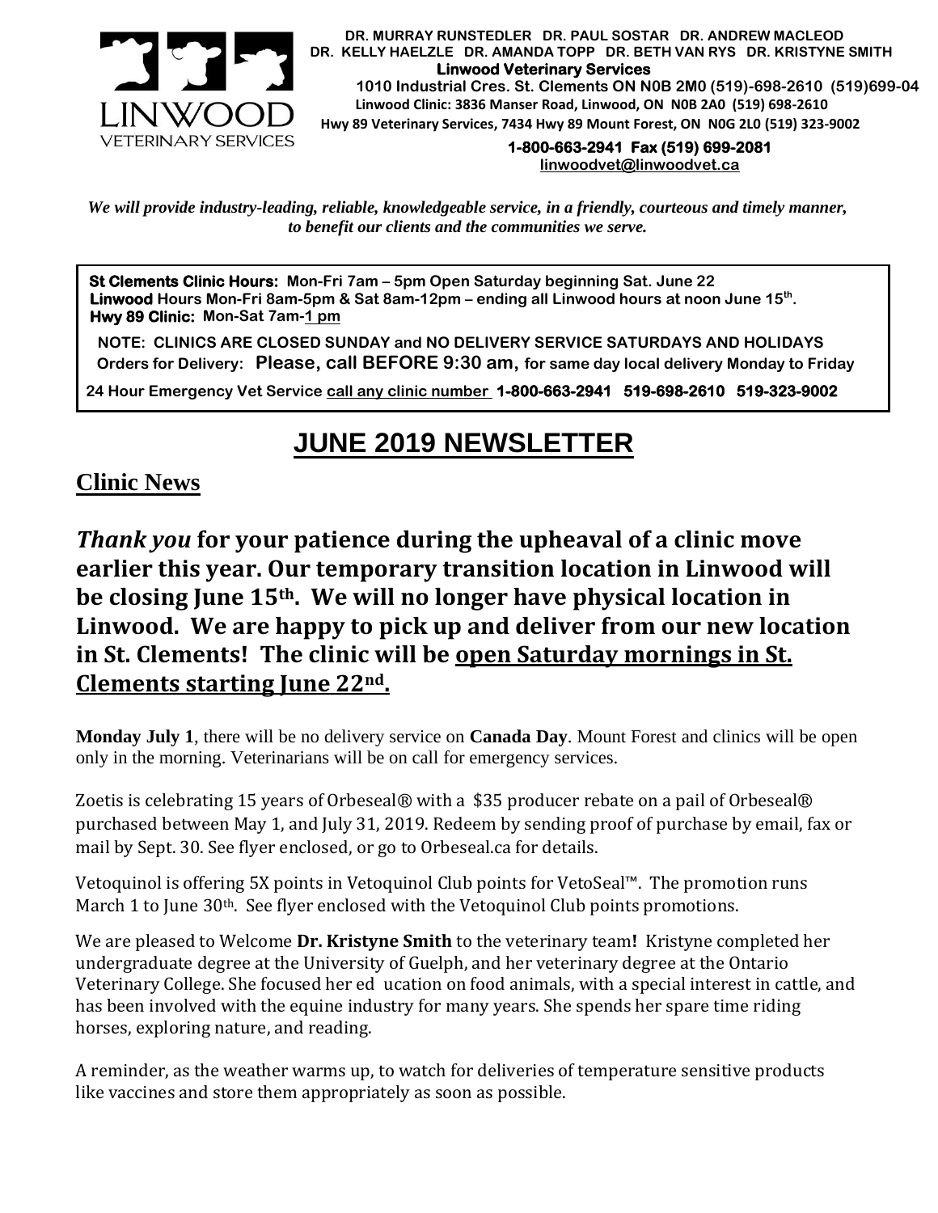DR. MURRAY RUNSTEDLER DR. PAUL SOSTAR DR. ANDREW MACLEOD
DR. KELLY HAELZLE DR. AMANDA TOPP DR. BETH VAN RYS DR. KRISTYNE SMITH

**Linwood Veterinary Services**

1010 Industrial Cres. St. Clements ON N0B 2M0 (519)-698-2610 (519)699-04
Linwood Clinic: 3836 Manser Road, Linwood, ON N0B 2A0 (519) 698-2610
Hwy 89 Veterinary Services, 7434 Hwy 89 Mount Forest, ON N0G 2L0 (519) 323-9002

**1-800-663-2941 Fax (519) 699-2081**
linwoodvet@linwoodvet.ca

*We will provide industry-leading, reliable, knowledgeable service, in a friendly, courteous and timely manner, to benefit our clients and the communities we serve.*

**St Clements Clinic Hours:** Mon-Fri 7am – 5pm Open Saturday beginning Sat. June 22
**Linwood** Hours Mon-Fri 8am-5pm & Sat 8am-12pm – ending all Linwood hours at noon June 15th.
**Hwy 89 Clinic:** Mon-Sat 7am-1 pm

**NOTE: CLINICS ARE CLOSED SUNDAY and NO DELIVERY SERVICE SATURDAYS AND HOLIDAYS**
**Orders for Delivery: Please, call BEFORE 9:30 am, for same day local delivery Monday to Friday**

**24 Hour Emergency Vet Service call any clinic number 1-800-663-2941 519-698-2610 519-323-9002**

# JUNE 2019 NEWSLETTER

## Clinic News

***Thank you* for your patience during the upheaval of a clinic move earlier this year. Our temporary transition location in Linwood will be closing June 15th. We will no longer have physical location in Linwood. We are happy to pick up and deliver from our new location in St. Clements! The clinic will be open Saturday mornings in St. Clements starting June 22nd.**

**Monday July 1**, there will be no delivery service on **Canada Day**. Mount Forest and clinics will be open only in the morning. Veterinarians will be on call for emergency services.

Zoetis is celebrating 15 years of Orbeseal® with a $35 producer rebate on a pail of Orbeseal® purchased between May 1, and July 31, 2019. Redeem by sending proof of purchase by email, fax or mail by Sept. 30. See flyer enclosed, or go to Orbeseal.ca for details.

Vetoquinol is offering 5X points in Vetoquinol Club points for VetoSeal™. The promotion runs March 1 to June 30th. See flyer enclosed with the Vetoquinol Club points promotions.

We are pleased to Welcome **Dr. Kristyne Smith** to the veterinary team**!** Kristyne completed her undergraduate degree at the University of Guelph, and her veterinary degree at the Ontario Veterinary College. She focused her ed ucation on food animals, with a special interest in cattle, and has been involved with the equine industry for many years. She spends her spare time riding horses, exploring nature, and reading.

A reminder, as the weather warms up, to watch for deliveries of temperature sensitive products like vaccines and store them appropriately as soon as possible.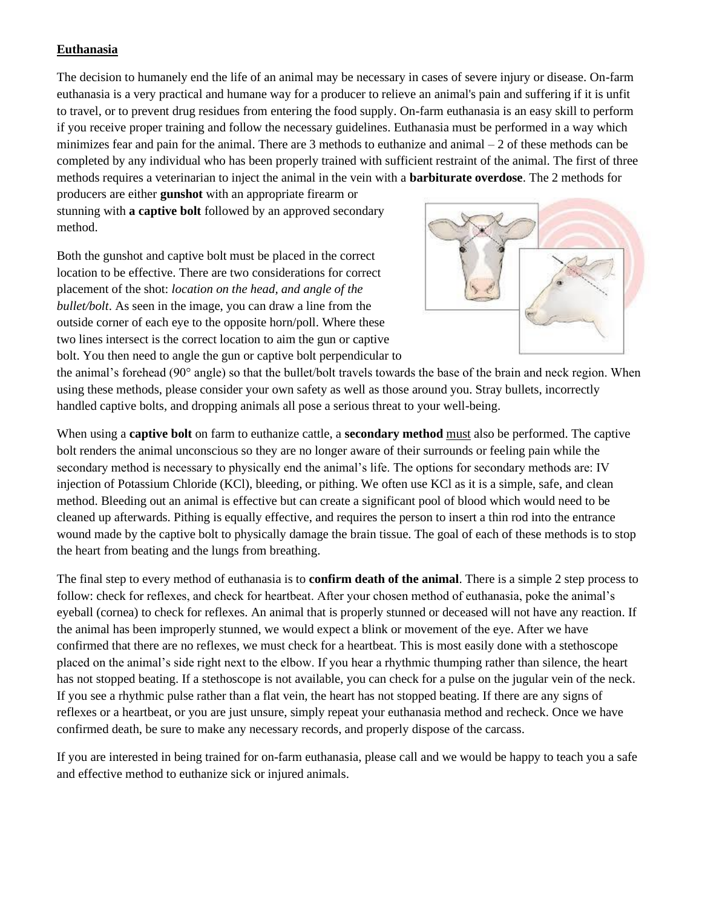**Euthanasia**

The decision to humanely end the life of an animal may be necessary in cases of severe injury or disease. On-farm euthanasia is a very practical and humane way for a producer to relieve an animal's pain and suffering if it is unfit to travel, or to prevent drug residues from entering the food supply. On-farm euthanasia is an easy skill to perform if you receive proper training and follow the necessary guidelines. Euthanasia must be performed in a way which minimizes fear and pain for the animal. There are 3 methods to euthanize and animal – 2 of these methods can be completed by any individual who has been properly trained with sufficient restraint of the animal. The first of three methods requires a veterinarian to inject the animal in the vein with a **barbiturate overdose**. The 2 methods for producers are either **gunshot** with an appropriate firearm or stunning with **a captive bolt** followed by an approved secondary method.

Both the gunshot and captive bolt must be placed in the correct location to be effective. There are two considerations for correct placement of the shot: *location on the head, and angle of the bullet/bolt*. As seen in the image, you can draw a line from the outside corner of each eye to the opposite horn/poll. Where these two lines intersect is the correct location to aim the gun or captive bolt. You then need to angle the gun or captive bolt perpendicular to the animal's forehead (90° angle) so that the bullet/bolt travels towards the base of the brain and neck region. When using these methods, please consider your own safety as well as those around you. Stray bullets, incorrectly handled captive bolts, and dropping animals all pose a serious threat to your well-being.

When using a **captive bolt** on farm to euthanize cattle, a **secondary method** must also be performed. The captive bolt renders the animal unconscious so they are no longer aware of their surrounds or feeling pain while the secondary method is necessary to physically end the animal's life. The options for secondary methods are: IV injection of Potassium Chloride (KCl), bleeding, or pithing. We often use KCl as it is a simple, safe, and clean method. Bleeding out an animal is effective but can create a significant pool of blood which would need to be cleaned up afterwards. Pithing is equally effective, and requires the person to insert a thin rod into the entrance wound made by the captive bolt to physically damage the brain tissue. The goal of each of these methods is to stop the heart from beating and the lungs from breathing.

The final step to every method of euthanasia is to **confirm death of the animal**. There is a simple 2 step process to follow: check for reflexes, and check for heartbeat. After your chosen method of euthanasia, poke the animal's eyeball (cornea) to check for reflexes. An animal that is properly stunned or deceased will not have any reaction. If the animal has been improperly stunned, we would expect a blink or movement of the eye. After we have confirmed that there are no reflexes, we must check for a heartbeat. This is most easily done with a stethoscope placed on the animal's side right next to the elbow. If you hear a rhythmic thumping rather than silence, the heart has not stopped beating. If a stethoscope is not available, you can check for a pulse on the jugular vein of the neck. If you see a rhythmic pulse rather than a flat vein, the heart has not stopped beating. If there are any signs of reflexes or a heartbeat, or you are just unsure, simply repeat your euthanasia method and recheck. Once we have confirmed death, be sure to make any necessary records, and properly dispose of the carcass.

If you are interested in being trained for on-farm euthanasia, please call and we would be happy to teach you a safe and effective method to euthanize sick or injured animals.